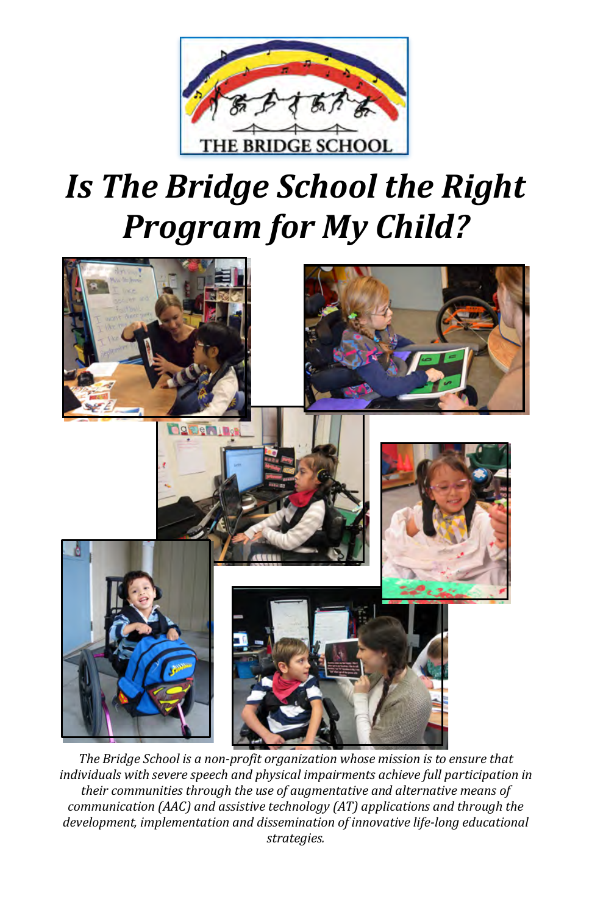# *Is The Bridge School the Right Program for My Child?*

*The Bridge School is a non-profit organization whose mission is to ensure that individuals with severe speech and physical impairments achieve full participation in their communities through the use of augmentative and alternative means of communication (AAC) and assistive technology (AT) applications and through the development, implementation and dissemination of innovative life-long educational strategies.*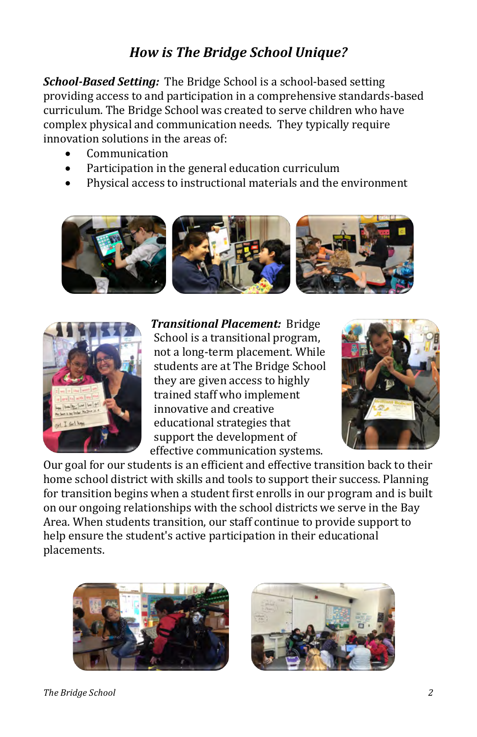## *How is The Bridge School Unique?*

***School-Based Setting:*** The Bridge School is a school-based setting providing access to and participation in a comprehensive standards-based curriculum. The Bridge School was created to serve children who have complex physical and communication needs. They typically require innovation solutions in the areas of:

- Communication
- Participation in the general education curriculum
- Physical access to instructional materials and the environment

***Transitional Placement:*** Bridge School is a transitional program, not a long-term placement. While students are at The Bridge School they are given access to highly trained staff who implement innovative and creative educational strategies that support the development of effective communication systems. Our goal for our students is an efficient and effective transition back to their home school district with skills and tools to support their success. Planning for transition begins when a student first enrolls in our program and is built on our ongoing relationships with the school districts we serve in the Bay Area. When students transition, our staff continue to provide support to help ensure the student's active participation in their educational placements.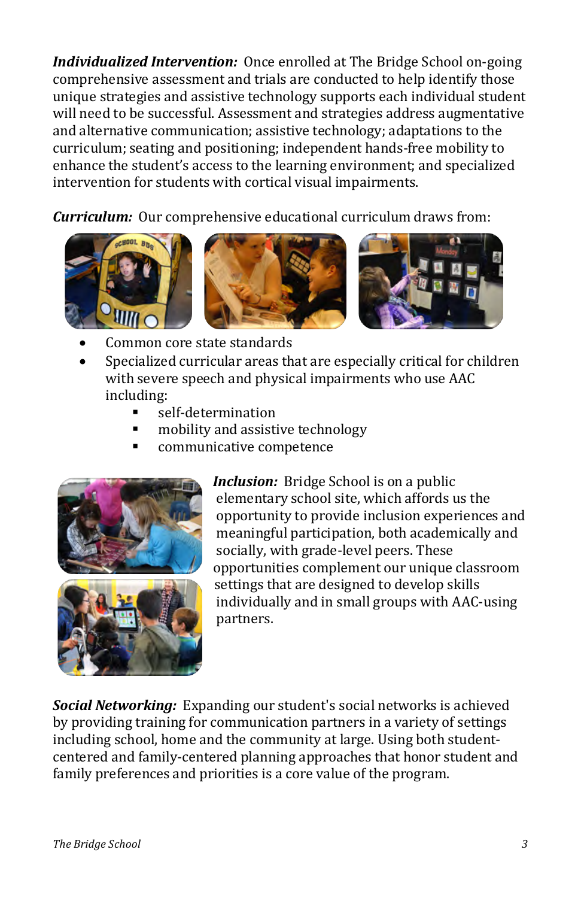***Individualized Intervention:*** Once enrolled at The Bridge School on-going comprehensive assessment and trials are conducted to help identify those unique strategies and assistive technology supports each individual student will need to be successful. Assessment and strategies address augmentative and alternative communication; assistive technology; adaptations to the curriculum; seating and positioning; independent hands-free mobility to enhance the student's access to the learning environment; and specialized intervention for students with cortical visual impairments.

***Curriculum:*** Our comprehensive educational curriculum draws from:

- Common core state standards
- Specialized curricular areas that are especially critical for children with severe speech and physical impairments who use AAC including:
  - self-determination
  - mobility and assistive technology
  - communicative competence

***Inclusion:*** Bridge School is on a public elementary school site, which affords us the opportunity to provide inclusion experiences and meaningful participation, both academically and socially, with grade-level peers. These opportunities complement our unique classroom settings that are designed to develop skills individually and in small groups with AAC-using partners.

***Social Networking:*** Expanding our student's social networks is achieved by providing training for communication partners in a variety of settings including school, home and the community at large. Using both student-centered and family-centered planning approaches that honor student and family preferences and priorities is a core value of the program.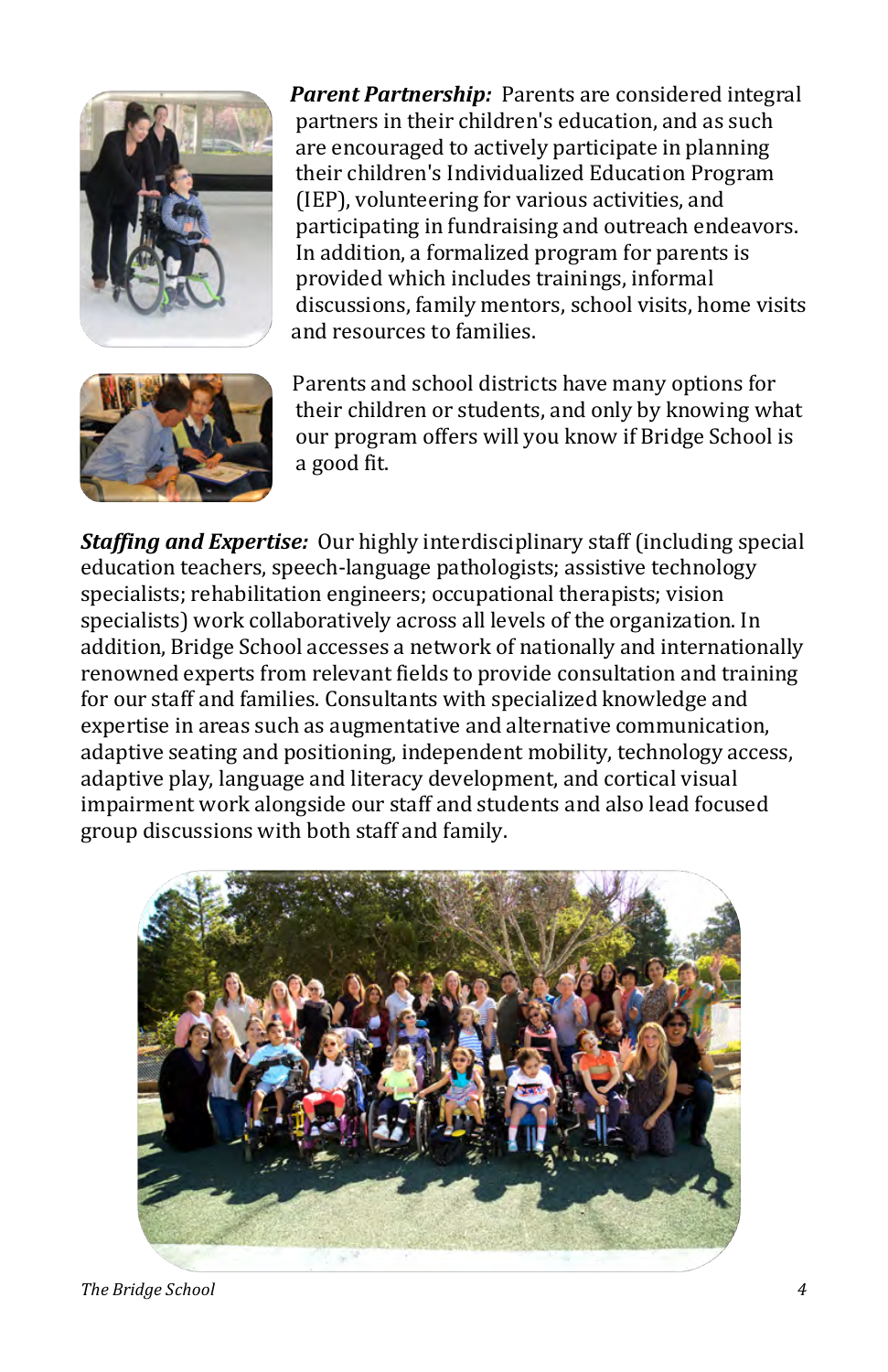***Parent Partnership:*** Parents are considered integral partners in their children's education, and as such are encouraged to actively participate in planning their children's Individualized Education Program (IEP), volunteering for various activities, and participating in fundraising and outreach endeavors. In addition, a formalized program for parents is provided which includes trainings, informal discussions, family mentors, school visits, home visits and resources to families.

Parents and school districts have many options for their children or students, and only by knowing what our program offers will you know if Bridge School is a good fit.

***Staffing and Expertise:*** Our highly interdisciplinary staff (including special education teachers, speech-language pathologists; assistive technology specialists; rehabilitation engineers; occupational therapists; vision specialists) work collaboratively across all levels of the organization. In addition, Bridge School accesses a network of nationally and internationally renowned experts from relevant fields to provide consultation and training for our staff and families. Consultants with specialized knowledge and expertise in areas such as augmentative and alternative communication, adaptive seating and positioning, independent mobility, technology access, adaptive play, language and literacy development, and cortical visual impairment work alongside our staff and students and also lead focused group discussions with both staff and family.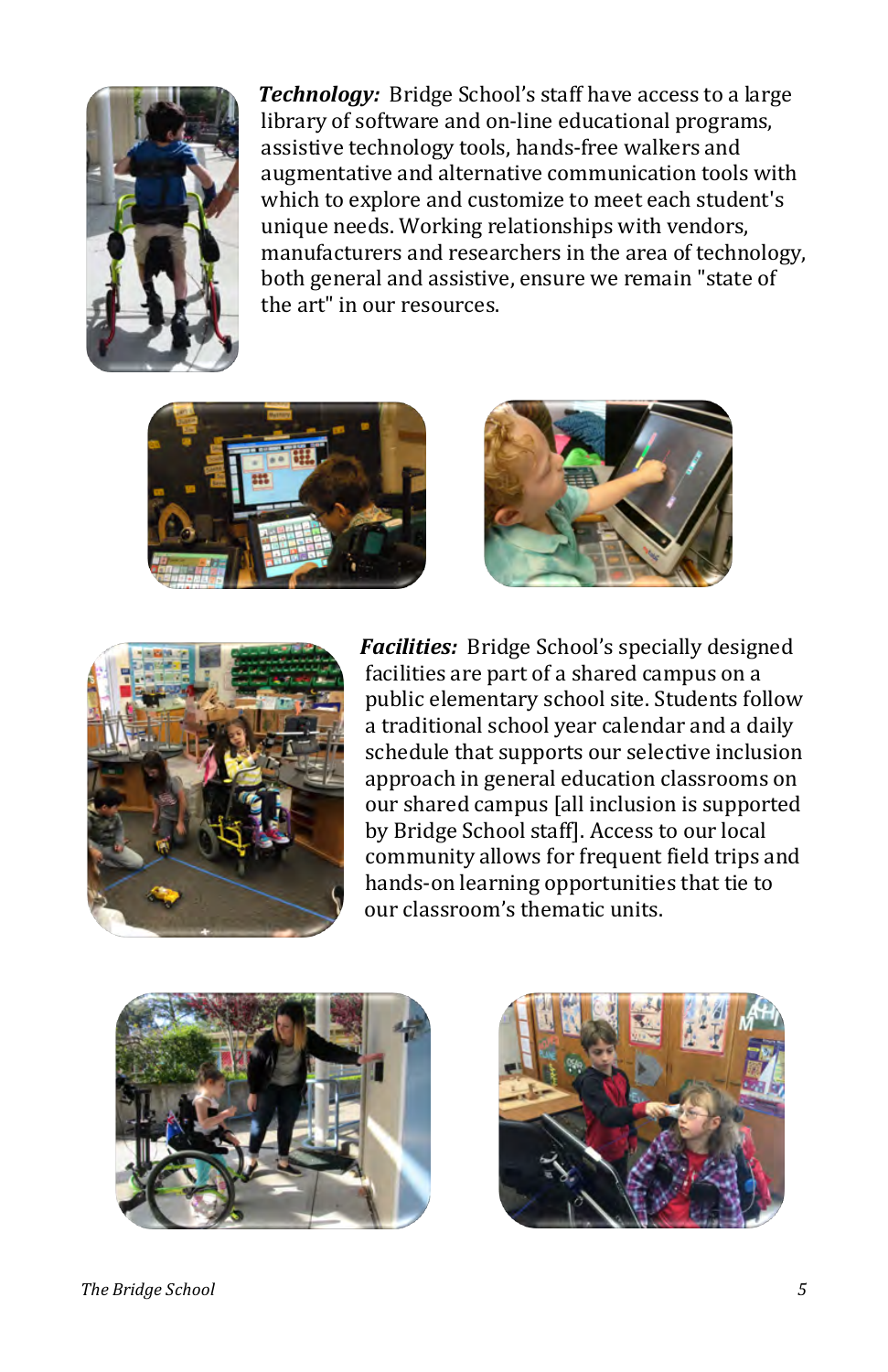***Technology:*** Bridge School's staff have access to a large library of software and on-line educational programs, assistive technology tools, hands-free walkers and augmentative and alternative communication tools with which to explore and customize to meet each student's unique needs. Working relationships with vendors, manufacturers and researchers in the area of technology, both general and assistive, ensure we remain "state of the art" in our resources.

***Facilities:*** Bridge School's specially designed facilities are part of a shared campus on a public elementary school site. Students follow a traditional school year calendar and a daily schedule that supports our selective inclusion approach in general education classrooms on our shared campus [all inclusion is supported by Bridge School staff]. Access to our local community allows for frequent field trips and hands-on learning opportunities that tie to our classroom's thematic units.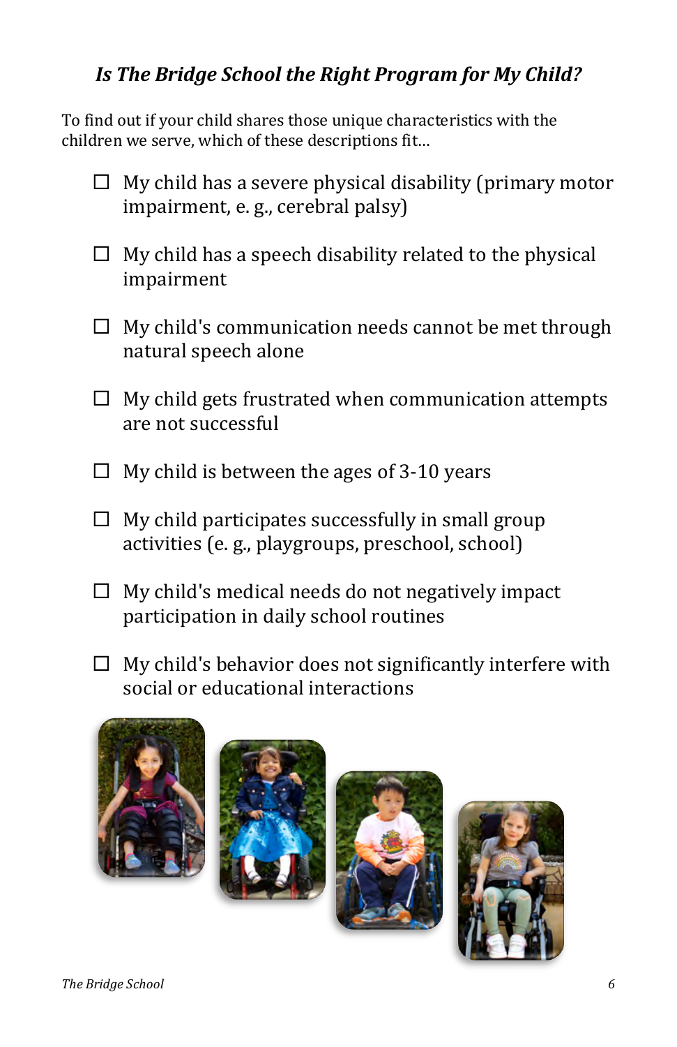## *Is The Bridge School the Right Program for My Child?*

To find out if your child shares those unique characteristics with the children we serve, which of these descriptions fit…

- ☐ My child has a severe physical disability (primary motor impairment, e. g., cerebral palsy)
- ☐ My child has a speech disability related to the physical impairment
- ☐ My child's communication needs cannot be met through natural speech alone
- ☐ My child gets frustrated when communication attempts are not successful
- ☐ My child is between the ages of 3-10 years
- ☐ My child participates successfully in small group activities (e. g., playgroups, preschool, school)
- ☐ My child's medical needs do not negatively impact participation in daily school routines
- ☐ My child's behavior does not significantly interfere with social or educational interactions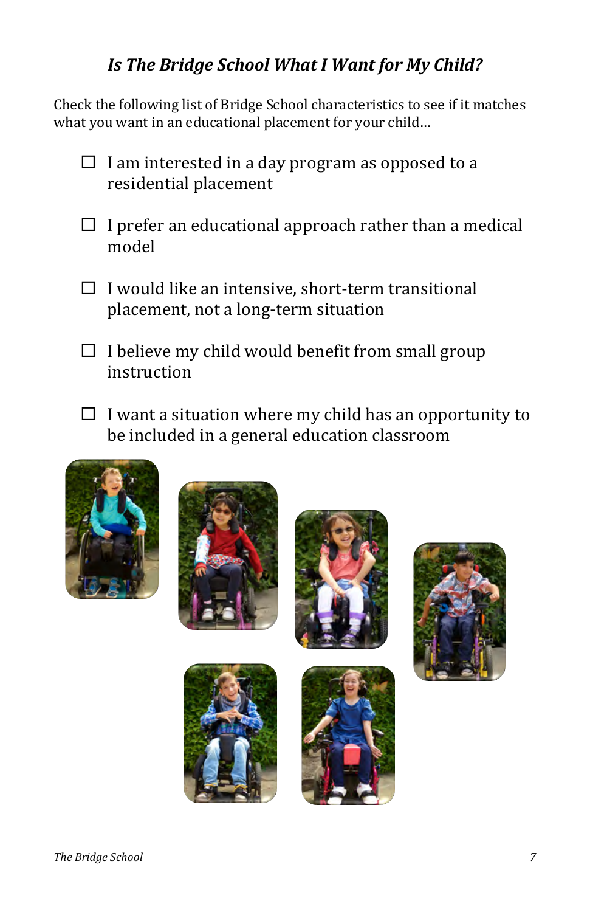## *Is The Bridge School What I Want for My Child?*

Check the following list of Bridge School characteristics to see if it matches what you want in an educational placement for your child…

- ☐ I am interested in a day program as opposed to a residential placement
- ☐ I prefer an educational approach rather than a medical model
- ☐ I would like an intensive, short-term transitional placement, not a long-term situation
- ☐ I believe my child would benefit from small group instruction
- ☐ I want a situation where my child has an opportunity to be included in a general education classroom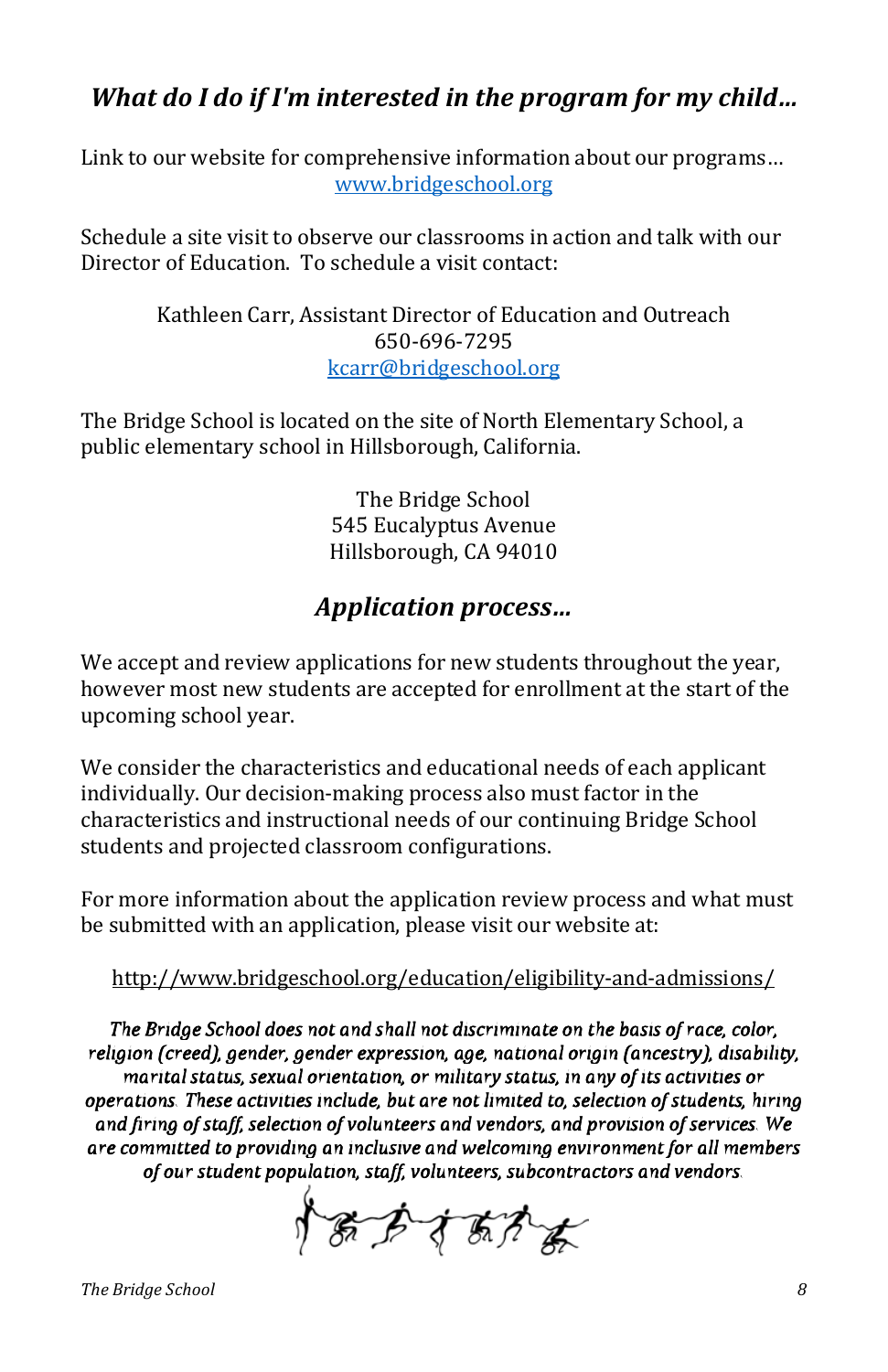## *What do I do if I'm interested in the program for my child...*

Link to our website for comprehensive information about our programs... [www.bridgeschool.org](http://www.bridgeschool.org)

Schedule a site visit to observe our classrooms in action and talk with our Director of Education. To schedule a visit contact:

Kathleen Carr, Assistant Director of Education and Outreach
650-696-7295
[kcarr@bridgeschool.org](mailto:kcarr@bridgeschool.org)

The Bridge School is located on the site of North Elementary School, a public elementary school in Hillsborough, California.

The Bridge School
545 Eucalyptus Avenue
Hillsborough, CA 94010

## *Application process...*

We accept and review applications for new students throughout the year, however most new students are accepted for enrollment at the start of the upcoming school year.

We consider the characteristics and educational needs of each applicant individually. Our decision-making process also must factor in the characteristics and instructional needs of our continuing Bridge School students and projected classroom configurations.

For more information about the application review process and what must be submitted with an application, please visit our website at:

http://www.bridgeschool.org/education/eligibility-and-admissions/

*The Bridge School does not and shall not discriminate on the basis of race, color, religion (creed), gender, gender expression, age, national origin (ancestry), disability, marital status, sexual orientation, or military status, in any of its activities or operations. These activities include, but are not limited to, selection of students, hiring and firing of staff, selection of volunteers and vendors, and provision of services. We are committed to providing an inclusive and welcoming environment for all members of our student population, staff, volunteers, subcontractors and vendors.*